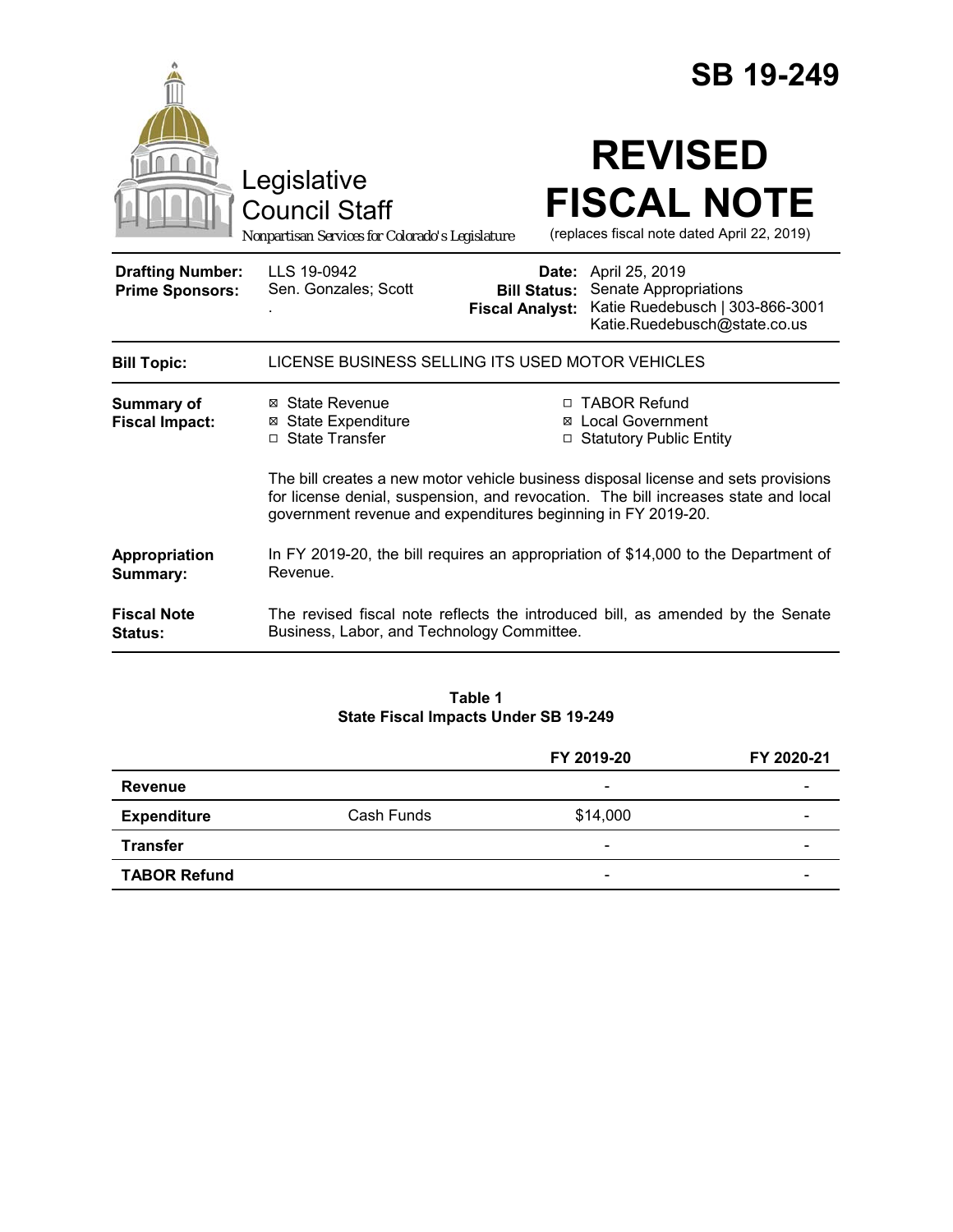# SB 19-249

Legislative Council Staff

*Nonpartisan Services for Colorado's Legislature*

# REVISED FISCAL NOTE

(replaces fiscal note dated April 22, 2019)

| | | | |
|---|---|---|---|
| **Drafting Number:** | LLS 19-0942 | **Date:** | April 25, 2019 |
| **Prime Sponsors:** | Sen. Gonzales; Scott . | **Bill Status:** | Senate Appropriations |
| | | **Fiscal Analyst:** | Katie Ruedebusch \| 303-866-3001 Katie.Ruedebusch@state.co.us |

**Bill Topic:** LICENSE BUSINESS SELLING ITS USED MOTOR VEHICLES

**Summary of Fiscal Impact:**

- ☒ State Revenue
- ☒ State Expenditure
- ☐ State Transfer
- ☐ TABOR Refund
- ☒ Local Government
- ☐ Statutory Public Entity

The bill creates a new motor vehicle business disposal license and sets provisions for license denial, suspension, and revocation. The bill increases state and local government revenue and expenditures beginning in FY 2019-20.

**Appropriation Summary:** In FY 2019-20, the bill requires an appropriation of $14,000 to the Department of Revenue.

**Fiscal Note Status:** The revised fiscal note reflects the introduced bill, as amended by the Senate Business, Labor, and Technology Committee.

**Table 1**
**State Fiscal Impacts Under SB 19-249**

| | | FY 2019-20 | FY 2020-21 |
|---|---|---|---|
| **Revenue** | | - | - |
| **Expenditure** | Cash Funds | $14,000 | - |
| **Transfer** | | - | - |
| **TABOR Refund** | | - | - |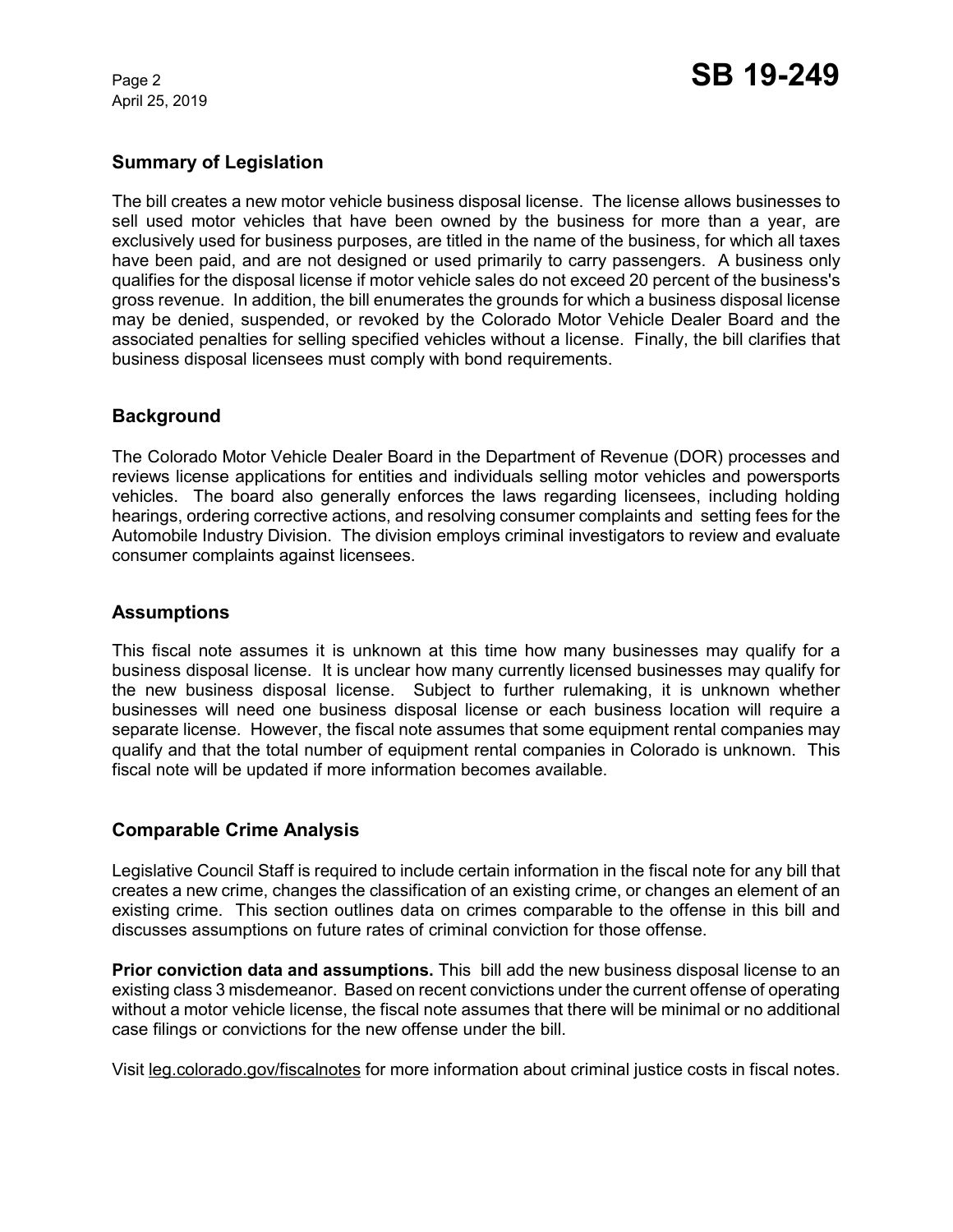## Summary of Legislation

The bill creates a new motor vehicle business disposal license. The license allows businesses to sell used motor vehicles that have been owned by the business for more than a year, are exclusively used for business purposes, are titled in the name of the business, for which all taxes have been paid, and are not designed or used primarily to carry passengers. A business only qualifies for the disposal license if motor vehicle sales do not exceed 20 percent of the business's gross revenue. In addition, the bill enumerates the grounds for which a business disposal license may be denied, suspended, or revoked by the Colorado Motor Vehicle Dealer Board and the associated penalties for selling specified vehicles without a license. Finally, the bill clarifies that business disposal licensees must comply with bond requirements.

## Background

The Colorado Motor Vehicle Dealer Board in the Department of Revenue (DOR) processes and reviews license applications for entities and individuals selling motor vehicles and powersports vehicles. The board also generally enforces the laws regarding licensees, including holding hearings, ordering corrective actions, and resolving consumer complaints and setting fees for the Automobile Industry Division. The division employs criminal investigators to review and evaluate consumer complaints against licensees.

## Assumptions

This fiscal note assumes it is unknown at this time how many businesses may qualify for a business disposal license. It is unclear how many currently licensed businesses may qualify for the new business disposal license. Subject to further rulemaking, it is unknown whether businesses will need one business disposal license or each business location will require a separate license. However, the fiscal note assumes that some equipment rental companies may qualify and that the total number of equipment rental companies in Colorado is unknown. This fiscal note will be updated if more information becomes available.

## Comparable Crime Analysis

Legislative Council Staff is required to include certain information in the fiscal note for any bill that creates a new crime, changes the classification of an existing crime, or changes an element of an existing crime. This section outlines data on crimes comparable to the offense in this bill and discusses assumptions on future rates of criminal conviction for those offense.

**Prior conviction data and assumptions.** This bill add the new business disposal license to an existing class 3 misdemeanor. Based on recent convictions under the current offense of operating without a motor vehicle license, the fiscal note assumes that there will be minimal or no additional case filings or convictions for the new offense under the bill.

Visit leg.colorado.gov/fiscalnotes for more information about criminal justice costs in fiscal notes.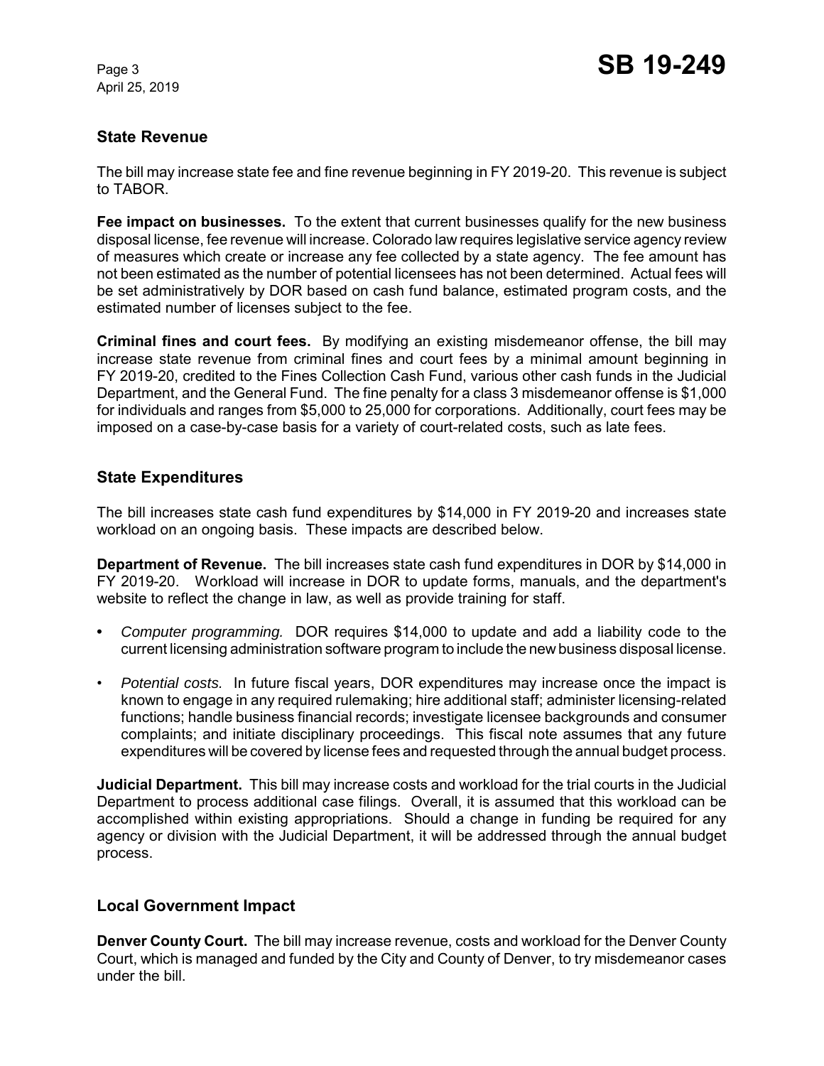## State Revenue

The bill may increase state fee and fine revenue beginning in FY 2019-20. This revenue is subject to TABOR.

**Fee impact on businesses.** To the extent that current businesses qualify for the new business disposal license, fee revenue will increase. Colorado law requires legislative service agency review of measures which create or increase any fee collected by a state agency. The fee amount has not been estimated as the number of potential licensees has not been determined. Actual fees will be set administratively by DOR based on cash fund balance, estimated program costs, and the estimated number of licenses subject to the fee.

**Criminal fines and court fees.** By modifying an existing misdemeanor offense, the bill may increase state revenue from criminal fines and court fees by a minimal amount beginning in FY 2019-20, credited to the Fines Collection Cash Fund, various other cash funds in the Judicial Department, and the General Fund. The fine penalty for a class 3 misdemeanor offense is $1,000 for individuals and ranges from $5,000 to 25,000 for corporations. Additionally, court fees may be imposed on a case-by-case basis for a variety of court-related costs, such as late fees.

## State Expenditures

The bill increases state cash fund expenditures by $14,000 in FY 2019-20 and increases state workload on an ongoing basis. These impacts are described below.

**Department of Revenue.** The bill increases state cash fund expenditures in DOR by $14,000 in FY 2019-20. Workload will increase in DOR to update forms, manuals, and the department's website to reflect the change in law, as well as provide training for staff.

- *Computer programming.* DOR requires $14,000 to update and add a liability code to the current licensing administration software program to include the new business disposal license.
- *Potential costs.* In future fiscal years, DOR expenditures may increase once the impact is known to engage in any required rulemaking; hire additional staff; administer licensing-related functions; handle business financial records; investigate licensee backgrounds and consumer complaints; and initiate disciplinary proceedings. This fiscal note assumes that any future expenditures will be covered by license fees and requested through the annual budget process.

**Judicial Department.** This bill may increase costs and workload for the trial courts in the Judicial Department to process additional case filings. Overall, it is assumed that this workload can be accomplished within existing appropriations. Should a change in funding be required for any agency or division with the Judicial Department, it will be addressed through the annual budget process.

## Local Government Impact

**Denver County Court.** The bill may increase revenue, costs and workload for the Denver County Court, which is managed and funded by the City and County of Denver, to try misdemeanor cases under the bill.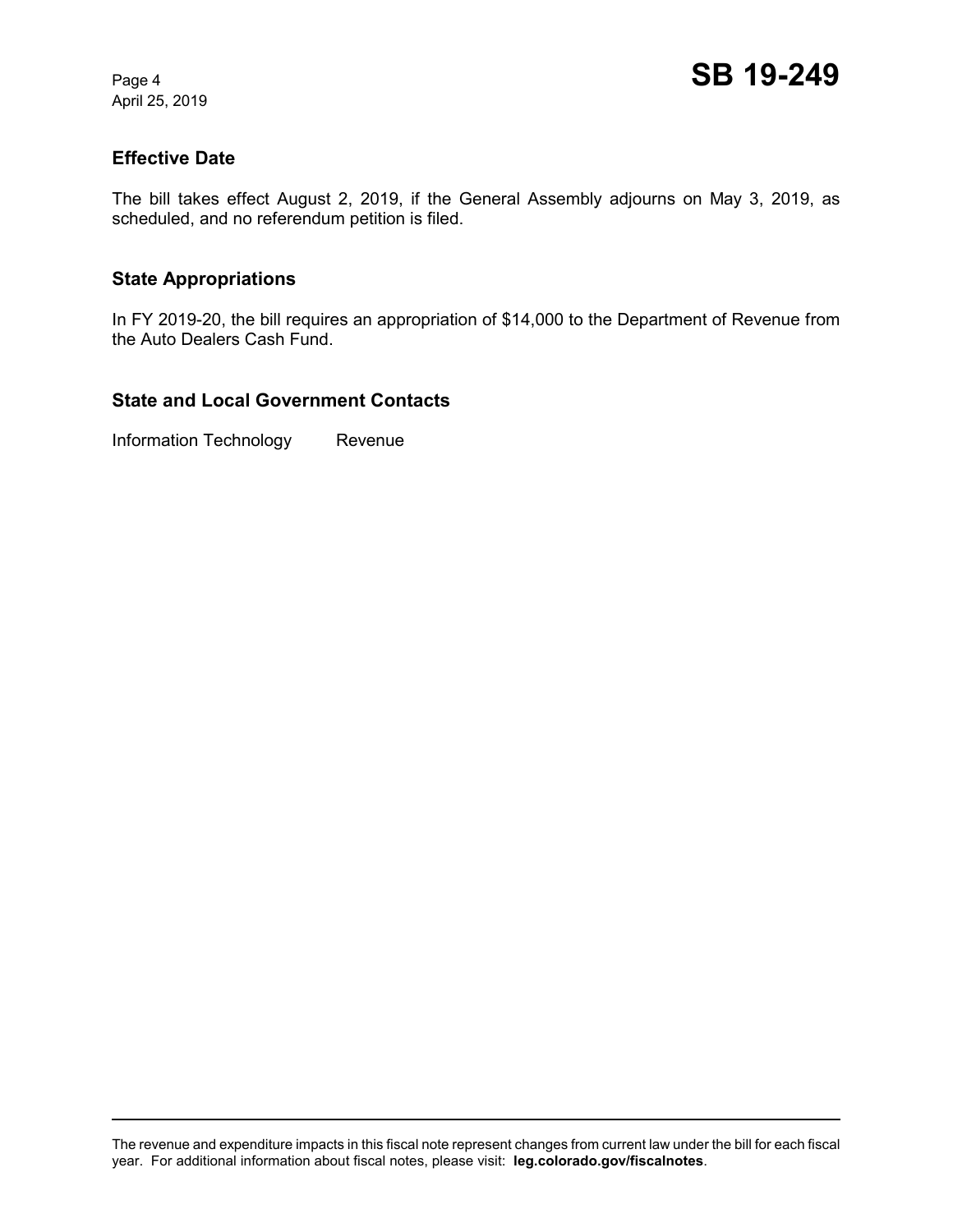## Effective Date

The bill takes effect August 2, 2019, if the General Assembly adjourns on May 3, 2019, as scheduled, and no referendum petition is filed.

## State Appropriations

In FY 2019-20, the bill requires an appropriation of $14,000 to the Department of Revenue from the Auto Dealers Cash Fund.

## State and Local Government Contacts

Information Technology Revenue

The revenue and expenditure impacts in this fiscal note represent changes from current law under the bill for each fiscal year. For additional information about fiscal notes, please visit: **leg.colorado.gov/fiscalnotes**.